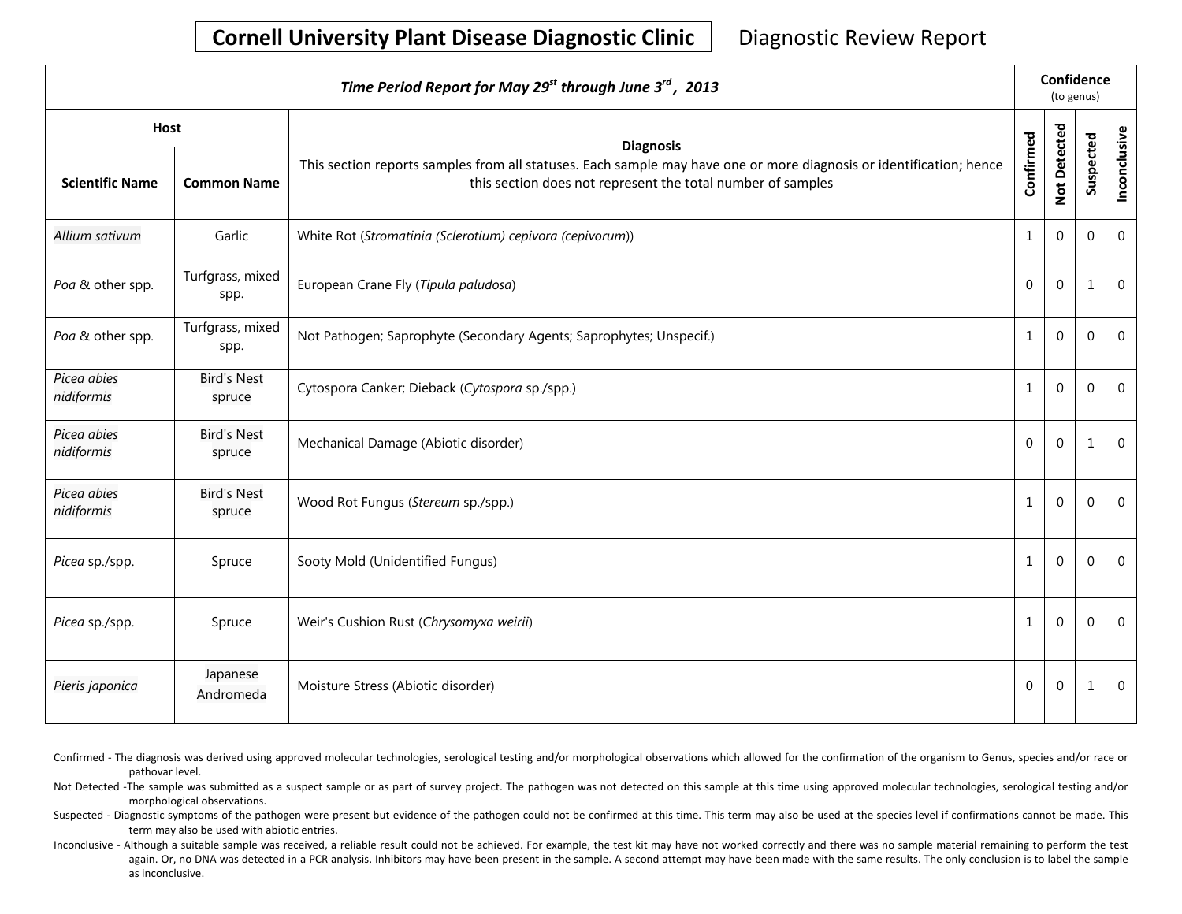**Cornell University Plant Disease Diagnostic Clinic** Diagnostic Review Report

| *Time Period Report for May 29st through June 3rd, 2013* | | | Confidence (to genus) | | | |
|---|---|---|---|---|---|---|
| Host | | Diagnosis<br>This section reports samples from all statuses. Each sample may have one or more diagnosis or identification; hence this section does not represent the total number of samples | | | | |
| **Scientific Name** | **Common Name** | | **Confirmed** | **Not Detected** | **Suspected** | **Inconclusive** |
| *Allium sativum* | Garlic | White Rot (*Stromatinia (Sclerotium) cepivora (cepivorum)*) | 1 | 0 | 0 | 0 |
| *Poa* & other spp. | Turfgrass, mixed spp. | European Crane Fly (*Tipula paludosa*) | 0 | 0 | 1 | 0 |
| *Poa* & other spp. | Turfgrass, mixed spp. | Not Pathogen; Saprophyte (Secondary Agents; Saprophytes; Unspecif.) | 1 | 0 | 0 | 0 |
| *Picea abies nidiformis* | Bird's Nest spruce | Cytospora Canker; Dieback (*Cytospora* sp./spp.) | 1 | 0 | 0 | 0 |
| *Picea abies nidiformis* | Bird's Nest spruce | Mechanical Damage (Abiotic disorder) | 0 | 0 | 1 | 0 |
| *Picea abies nidiformis* | Bird's Nest spruce | Wood Rot Fungus (*Stereum* sp./spp.) | 1 | 0 | 0 | 0 |
| *Picea* sp./spp. | Spruce | Sooty Mold (Unidentified Fungus) | 1 | 0 | 0 | 0 |
| *Picea* sp./spp. | Spruce | Weir's Cushion Rust (*Chrysomyxa weirii*) | 1 | 0 | 0 | 0 |
| *Pieris japonica* | Japanese Andromeda | Moisture Stress (Abiotic disorder) | 0 | 0 | 1 | 0 |

Confirmed - The diagnosis was derived using approved molecular technologies, serological testing and/or morphological observations which allowed for the confirmation of the organism to Genus, species and/or race or pathovar level.

Not Detected -The sample was submitted as a suspect sample or as part of survey project. The pathogen was not detected on this sample at this time using approved molecular technologies, serological testing and/or morphological observations.

Suspected - Diagnostic symptoms of the pathogen were present but evidence of the pathogen could not be confirmed at this time. This term may also be used at the species level if confirmations cannot be made. This term may also be used with abiotic entries.

Inconclusive - Although a suitable sample was received, a reliable result could not be achieved. For example, the test kit may have not worked correctly and there was no sample material remaining to perform the test again. Or, no DNA was detected in a PCR analysis. Inhibitors may have been present in the sample. A second attempt may have been made with the same results. The only conclusion is to label the sample as inconclusive.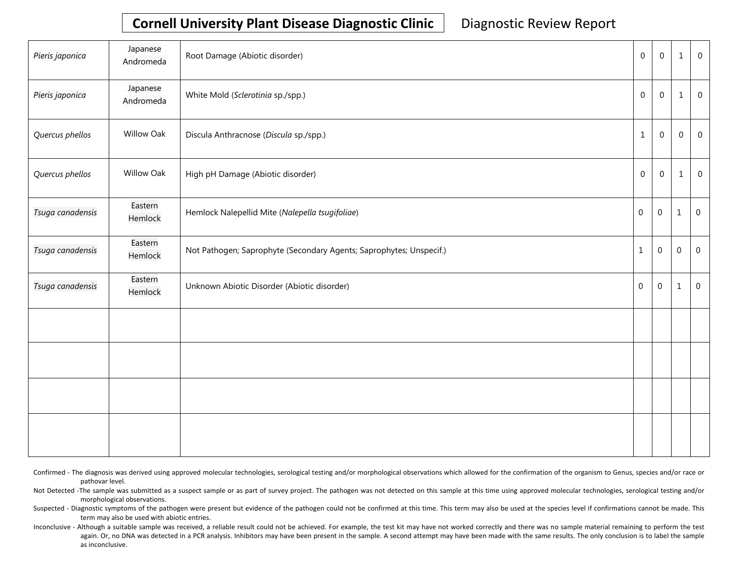# Cornell University Plant Disease Diagnostic Clinic

Diagnostic Review Report

| | | | | | | |
|---|---|---|---|---|---|---|
| *Pieris japonica* | Japanese Andromeda | Root Damage (Abiotic disorder) | 0 | 0 | 1 | 0 |
| *Pieris japonica* | Japanese Andromeda | White Mold (*Sclerotinia* sp./spp.) | 0 | 0 | 1 | 0 |
| *Quercus phellos* | Willow Oak | Discula Anthracnose (*Discula* sp./spp.) | 1 | 0 | 0 | 0 |
| *Quercus phellos* | Willow Oak | High pH Damage (Abiotic disorder) | 0 | 0 | 1 | 0 |
| *Tsuga canadensis* | Eastern Hemlock | Hemlock Nalepellid Mite (*Nalepella tsugifoliae*) | 0 | 0 | 1 | 0 |
| *Tsuga canadensis* | Eastern Hemlock | Not Pathogen; Saprophyte (Secondary Agents; Saprophytes; Unspecif.) | 1 | 0 | 0 | 0 |
| *Tsuga canadensis* | Eastern Hemlock | Unknown Abiotic Disorder (Abiotic disorder) | 0 | 0 | 1 | 0 |
| | | | | | | |
| | | | | | | |
| | | | | | | |
| | | | | | | |

Confirmed - The diagnosis was derived using approved molecular technologies, serological testing and/or morphological observations which allowed for the confirmation of the organism to Genus, species and/or race or pathovar level.

Not Detected -The sample was submitted as a suspect sample or as part of survey project. The pathogen was not detected on this sample at this time using approved molecular technologies, serological testing and/or morphological observations.

Suspected - Diagnostic symptoms of the pathogen were present but evidence of the pathogen could not be confirmed at this time. This term may also be used at the species level if confirmations cannot be made. This term may also be used with abiotic entries.

Inconclusive - Although a suitable sample was received, a reliable result could not be achieved. For example, the test kit may have not worked correctly and there was no sample material remaining to perform the test again. Or, no DNA was detected in a PCR analysis. Inhibitors may have been present in the sample. A second attempt may have been made with the same results. The only conclusion is to label the sample as inconclusive.